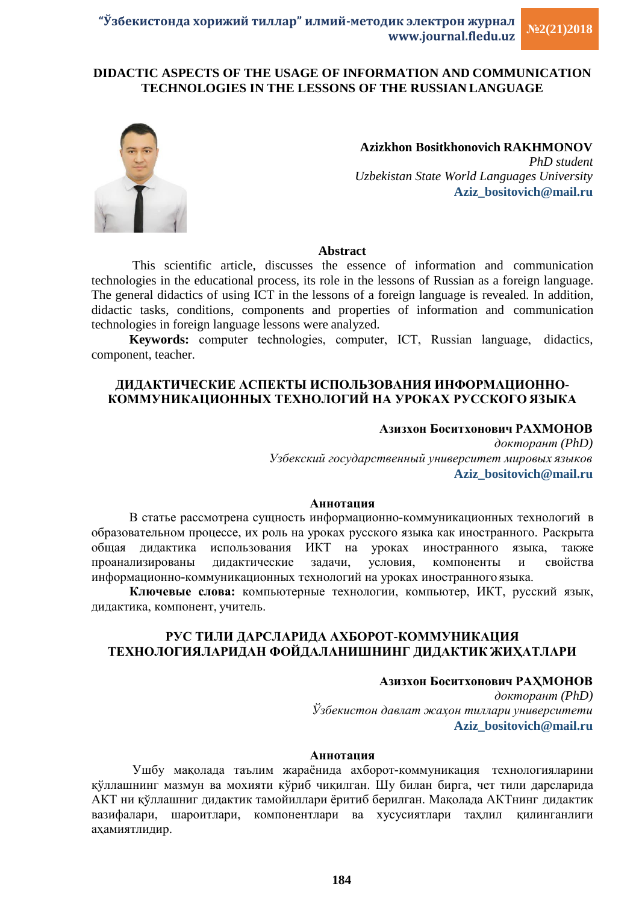# DIDACTIC ASPECTS OF THE USAGE OF INFORMATION AND COMMUNICATION TECHNOLOGIES IN THE LESSONS OF THE RUSSIAN LANGUAGE

**Azizkhon Bositkhonovich RAKHMONOV**
*PhD student*
*Uzbekistan State World Languages University*
**Aziz_bositovich@mail.ru**

### Abstract

This scientific article, discusses the essence of information and communication technologies in the educational process, its role in the lessons of Russian as a foreign language. The general didactics of using ICT in the lessons of a foreign language is revealed. In addition, didactic tasks, conditions, components and properties of information and communication technologies in foreign language lessons were analyzed.

**Keywords:** computer technologies, computer, ICT, Russian language, didactics, component, teacher.

# ДИДАКТИЧЕСКИЕ АСПЕКТЫ ИСПОЛЬЗОВАНИЯ ИНФОРМАЦИОННО-КОММУНИКАЦИОННЫХ ТЕХНОЛОГИЙ НА УРОКАХ РУССКОГО ЯЗЫКА

**Азизхон Боситхонович РАХМОНОВ**
*докторант (PhD)*
*Узбекский государственный университет мировых языков*
**Aziz_bositovich@mail.ru**

### Аннотация

В статье рассмотрена сущность информационно-коммуникационных технологий в образовательном процессе, их роль на уроках русского языка как иностранного. Раскрыта общая дидактика использования ИКТ на уроках иностранного языка, также проанализированы дидактические задачи, условия, компоненты и свойства информационно-коммуникационных технологий на уроках иностранного языка.

**Ключевые слова:** компьютерные технологии, компьютер, ИКТ, русский язык, дидактика, компонент, учитель.

# РУС ТИЛИ ДАРСЛАРИДА АХБОРОТ-КОММУНИКАЦИЯ ТЕХНОЛОГИЯЛАРИДАН ФОЙДАЛАНИШНИНГ ДИДАКТИК ЖИҲАТЛАРИ

**Азизхон Боситхонович РАҲМОНОВ**
*докторант (PhD)*
*Ўзбекистон давлат жаҳон тиллари университети*
**Aziz_bositovich@mail.ru**

### Аннотация

Ушбу мақолада таълим жараёнида ахборот-коммуникация технологияларини қўллашнинг мазмун ва мохияти кўриб чиқилган. Шу билан бирга, чет тили дарсларида АКТ ни қўллашниг дидактик тамойиллари ёритиб берилган. Мақолада АКТнинг дидактик вазифалари, шароитлари, компонентлари ва хусусиятлари таҳлил қилинганлиги аҳамиятлидир.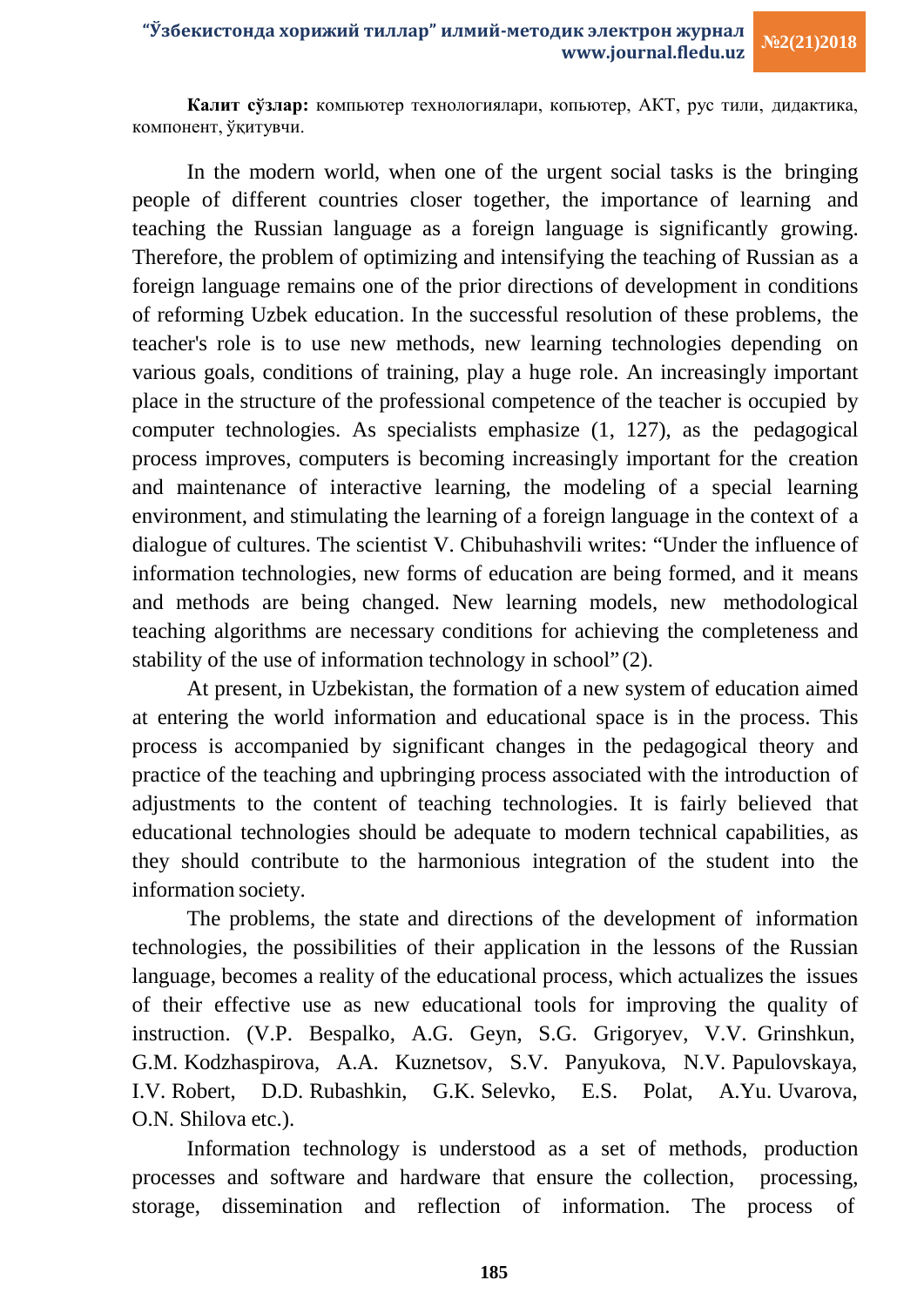**Калит сўзлар:** компьютер технологиялари, копьютер, АКТ, рус тили, дидактика, компонент, ўқитувчи.

In the modern world, when one of the urgent social tasks is the bringing people of different countries closer together, the importance of learning and teaching the Russian language as a foreign language is significantly growing. Therefore, the problem of optimizing and intensifying the teaching of Russian as a foreign language remains one of the prior directions of development in conditions of reforming Uzbek education. In the successful resolution of these problems, the teacher's role is to use new methods, new learning technologies depending on various goals, conditions of training, play a huge role. An increasingly important place in the structure of the professional competence of the teacher is occupied by computer technologies. As specialists emphasize (1, 127), as the pedagogical process improves, computers is becoming increasingly important for the creation and maintenance of interactive learning, the modeling of a special learning environment, and stimulating the learning of a foreign language in the context of a dialogue of cultures. The scientist V. Chibuhashvili writes: "Under the influence of information technologies, new forms of education are being formed, and it means and methods are being changed. New learning models, new methodological teaching algorithms are necessary conditions for achieving the completeness and stability of the use of information technology in school" (2).

At present, in Uzbekistan, the formation of a new system of education aimed at entering the world information and educational space is in the process. This process is accompanied by significant changes in the pedagogical theory and practice of the teaching and upbringing process associated with the introduction of adjustments to the content of teaching technologies. It is fairly believed that educational technologies should be adequate to modern technical capabilities, as they should contribute to the harmonious integration of the student into the information society.

The problems, the state and directions of the development of information technologies, the possibilities of their application in the lessons of the Russian language, becomes a reality of the educational process, which actualizes the issues of their effective use as new educational tools for improving the quality of instruction. (V.P. Bespalko, A.G. Geyn, S.G. Grigoryev, V.V. Grinshkun, G.M. Kodzhaspirova, A.A. Kuznetsov, S.V. Panyukova, N.V. Papulovskaya, I.V. Robert, D.D. Rubashkin, G.K. Selevko, E.S. Polat, A.Yu. Uvarova, O.N. Shilova etc.).

Information technology is understood as a set of methods, production processes and software and hardware that ensure the collection, processing, storage, dissemination and reflection of information. The process of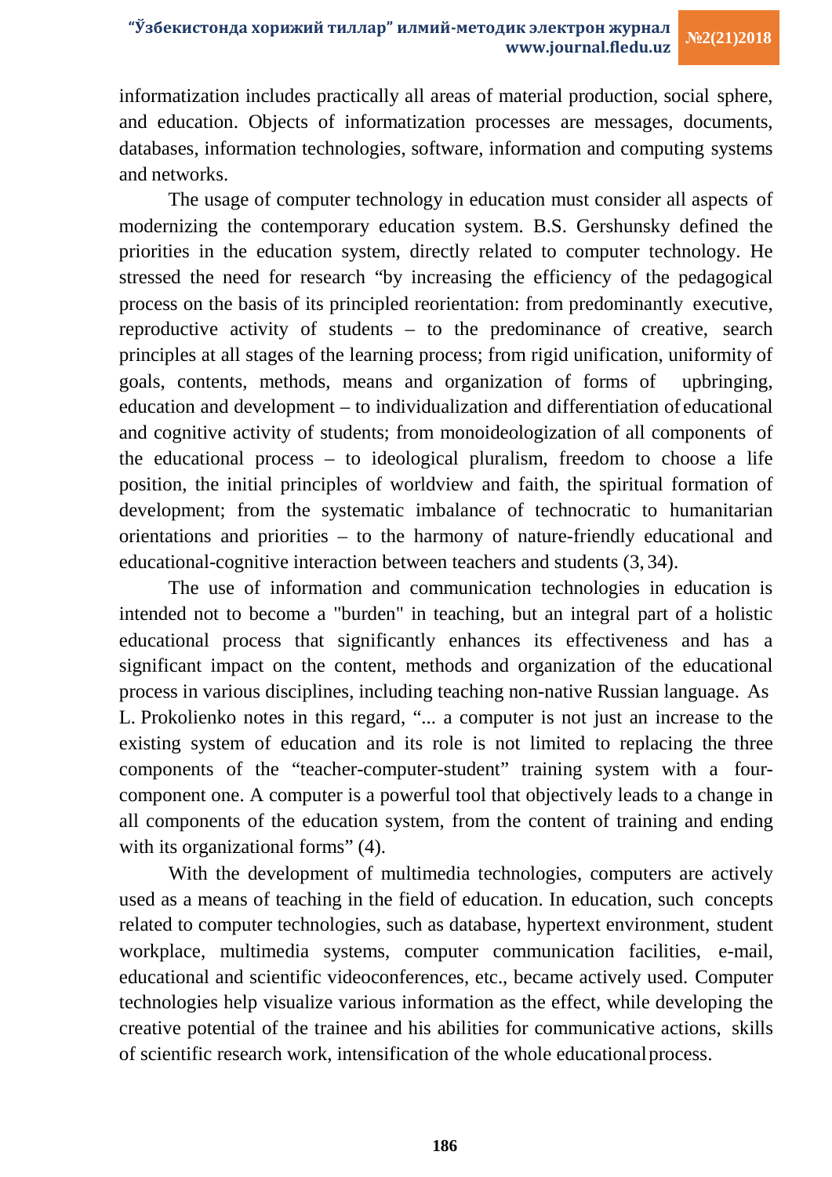informatization includes practically all areas of material production, social sphere, and education. Objects of informatization processes are messages, documents, databases, information technologies, software, information and computing systems and networks.

The usage of computer technology in education must consider all aspects of modernizing the contemporary education system. B.S. Gershunsky defined the priorities in the education system, directly related to computer technology. He stressed the need for research "by increasing the efficiency of the pedagogical process on the basis of its principled reorientation: from predominantly executive, reproductive activity of students – to the predominance of creative, search principles at all stages of the learning process; from rigid unification, uniformity of goals, contents, methods, means and organization of forms of upbringing, education and development – to individualization and differentiation of educational and cognitive activity of students; from monoideologization of all components of the educational process – to ideological pluralism, freedom to choose a life position, the initial principles of worldview and faith, the spiritual formation of development; from the systematic imbalance of technocratic to humanitarian orientations and priorities – to the harmony of nature-friendly educational and educational-cognitive interaction between teachers and students (3, 34).

The use of information and communication technologies in education is intended not to become a "burden" in teaching, but an integral part of a holistic educational process that significantly enhances its effectiveness and has a significant impact on the content, methods and organization of the educational process in various disciplines, including teaching non-native Russian language. As L. Prokolienko notes in this regard, "... a computer is not just an increase to the existing system of education and its role is not limited to replacing the three components of the "teacher-computer-student" training system with a four-component one. A computer is a powerful tool that objectively leads to a change in all components of the education system, from the content of training and ending with its organizational forms" (4).

With the development of multimedia technologies, computers are actively used as a means of teaching in the field of education. In education, such concepts related to computer technologies, such as database, hypertext environment, student workplace, multimedia systems, computer communication facilities, e-mail, educational and scientific videoconferences, etc., became actively used. Computer technologies help visualize various information as the effect, while developing the creative potential of the trainee and his abilities for communicative actions, skills of scientific research work, intensification of the whole educational process.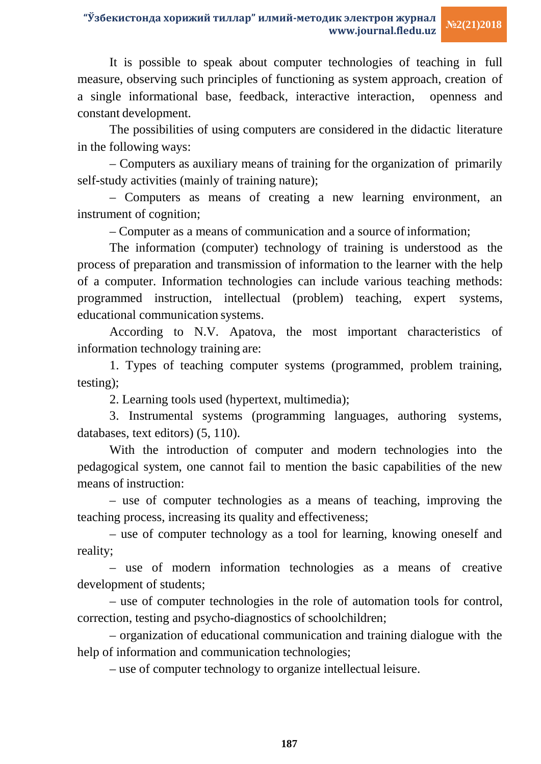It is possible to speak about computer technologies of teaching in full measure, observing such principles of functioning as system approach, creation of a single informational base, feedback, interactive interaction, openness and constant development.

The possibilities of using computers are considered in the didactic literature in the following ways:

– Computers as auxiliary means of training for the organization of primarily self-study activities (mainly of training nature);

– Computers as means of creating a new learning environment, an instrument of cognition;

– Computer as a means of communication and a source of information;

The information (computer) technology of training is understood as the process of preparation and transmission of information to the learner with the help of a computer. Information technologies can include various teaching methods: programmed instruction, intellectual (problem) teaching, expert systems, educational communication systems.

According to N.V. Apatova, the most important characteristics of information technology training are:

1. Types of teaching computer systems (programmed, problem training, testing);

2. Learning tools used (hypertext, multimedia);

3. Instrumental systems (programming languages, authoring systems, databases, text editors) (5, 110).

With the introduction of computer and modern technologies into the pedagogical system, one cannot fail to mention the basic capabilities of the new means of instruction:

– use of computer technologies as a means of teaching, improving the teaching process, increasing its quality and effectiveness;

– use of computer technology as a tool for learning, knowing oneself and reality;

– use of modern information technologies as a means of creative development of students;

– use of computer technologies in the role of automation tools for control, correction, testing and psycho-diagnostics of schoolchildren;

– organization of educational communication and training dialogue with the help of information and communication technologies;

– use of computer technology to organize intellectual leisure.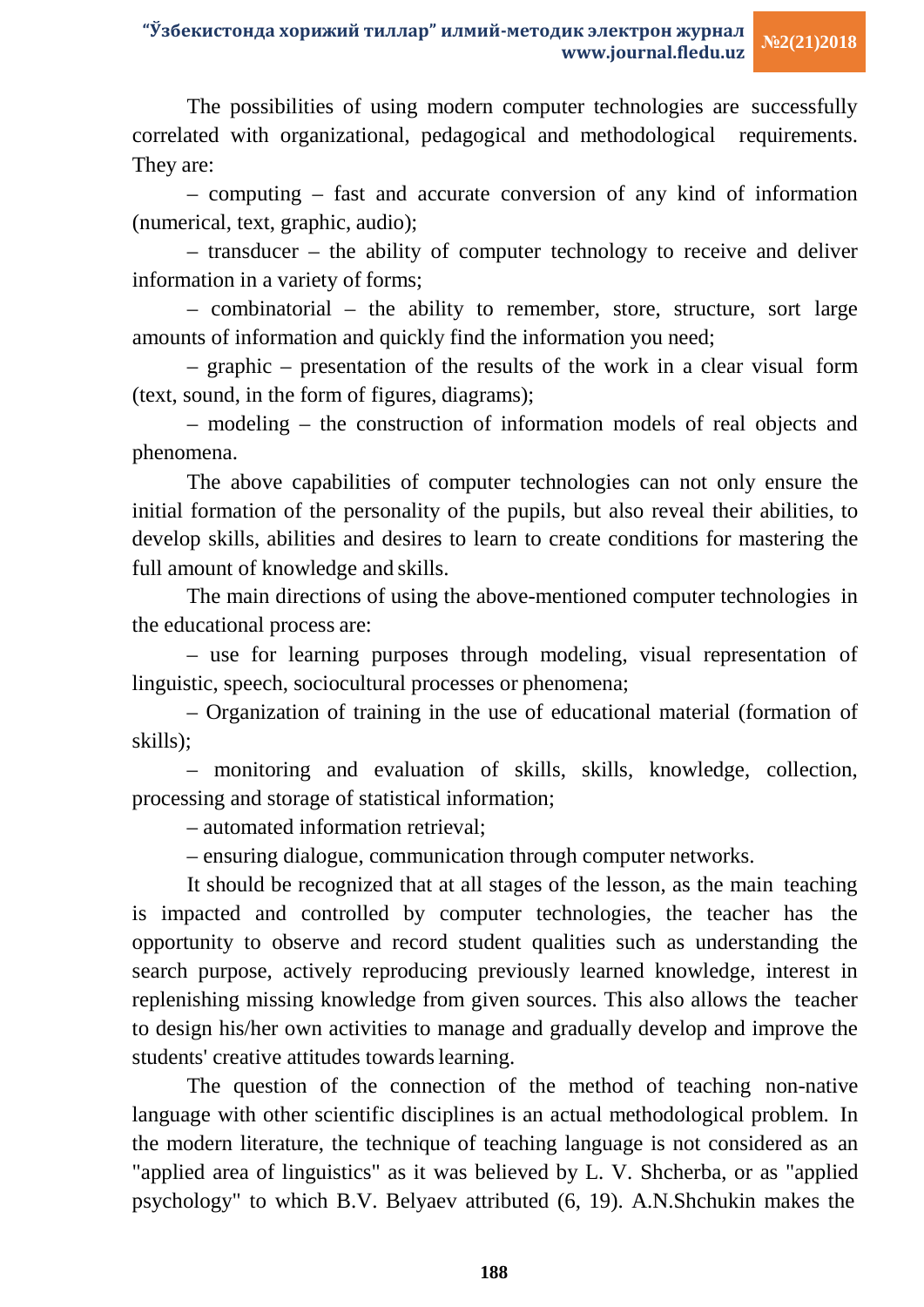The possibilities of using modern computer technologies are successfully correlated with organizational, pedagogical and methodological requirements. They are:

– computing – fast and accurate conversion of any kind of information (numerical, text, graphic, audio);

– transducer – the ability of computer technology to receive and deliver information in a variety of forms;

– combinatorial – the ability to remember, store, structure, sort large amounts of information and quickly find the information you need;

– graphic – presentation of the results of the work in a clear visual form (text, sound, in the form of figures, diagrams);

– modeling – the construction of information models of real objects and phenomena.

The above capabilities of computer technologies can not only ensure the initial formation of the personality of the pupils, but also reveal their abilities, to develop skills, abilities and desires to learn to create conditions for mastering the full amount of knowledge and skills.

The main directions of using the above-mentioned computer technologies in the educational process are:

– use for learning purposes through modeling, visual representation of linguistic, speech, sociocultural processes or phenomena;

– Organization of training in the use of educational material (formation of skills);

– monitoring and evaluation of skills, skills, knowledge, collection, processing and storage of statistical information;

– automated information retrieval;

– ensuring dialogue, communication through computer networks.

It should be recognized that at all stages of the lesson, as the main teaching is impacted and controlled by computer technologies, the teacher has the opportunity to observe and record student qualities such as understanding the search purpose, actively reproducing previously learned knowledge, interest in replenishing missing knowledge from given sources. This also allows the teacher to design his/her own activities to manage and gradually develop and improve the students' creative attitudes towards learning.

The question of the connection of the method of teaching non-native language with other scientific disciplines is an actual methodological problem. In the modern literature, the technique of teaching language is not considered as an "applied area of linguistics" as it was believed by L. V. Shcherba, or as "applied psychology" to which B.V. Belyaev attributed (6, 19). A.N.Shchukin makes the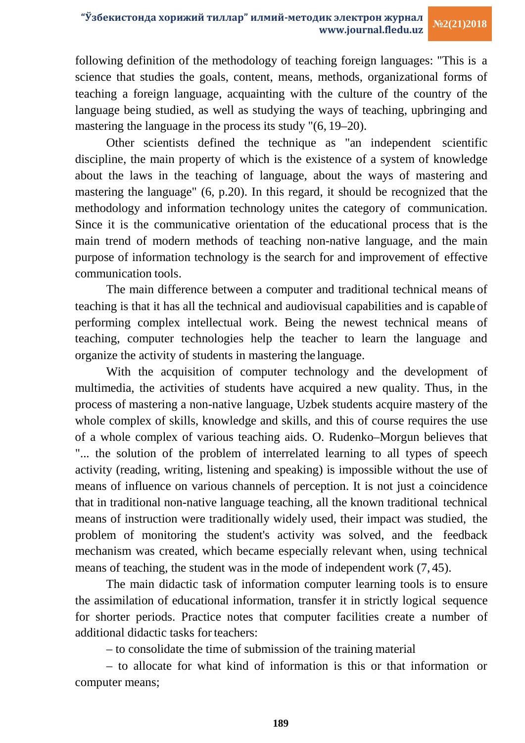following definition of the methodology of teaching foreign languages: "This is a science that studies the goals, content, means, methods, organizational forms of teaching a foreign language, acquainting with the culture of the country of the language being studied, as well as studying the ways of teaching, upbringing and mastering the language in the process its study "(6, 19–20).

Other scientists defined the technique as "an independent scientific discipline, the main property of which is the existence of a system of knowledge about the laws in the teaching of language, about the ways of mastering and mastering the language" (6, p.20). In this regard, it should be recognized that the methodology and information technology unites the category of communication. Since it is the communicative orientation of the educational process that is the main trend of modern methods of teaching non-native language, and the main purpose of information technology is the search for and improvement of effective communication tools.

The main difference between a computer and traditional technical means of teaching is that it has all the technical and audiovisual capabilities and is capable of performing complex intellectual work. Being the newest technical means of teaching, computer technologies help the teacher to learn the language and organize the activity of students in mastering the language.

With the acquisition of computer technology and the development of multimedia, the activities of students have acquired a new quality. Thus, in the process of mastering a non-native language, Uzbek students acquire mastery of the whole complex of skills, knowledge and skills, and this of course requires the use of a whole complex of various teaching aids. O. Rudenko–Morgun believes that "... the solution of the problem of interrelated learning to all types of speech activity (reading, writing, listening and speaking) is impossible without the use of means of influence on various channels of perception. It is not just a coincidence that in traditional non-native language teaching, all the known traditional technical means of instruction were traditionally widely used, their impact was studied, the problem of monitoring the student's activity was solved, and the feedback mechanism was created, which became especially relevant when, using technical means of teaching, the student was in the mode of independent work (7, 45).

The main didactic task of information computer learning tools is to ensure the assimilation of educational information, transfer it in strictly logical sequence for shorter periods. Practice notes that computer facilities create a number of additional didactic tasks for teachers:

– to consolidate the time of submission of the training material

– to allocate for what kind of information is this or that information or computer means;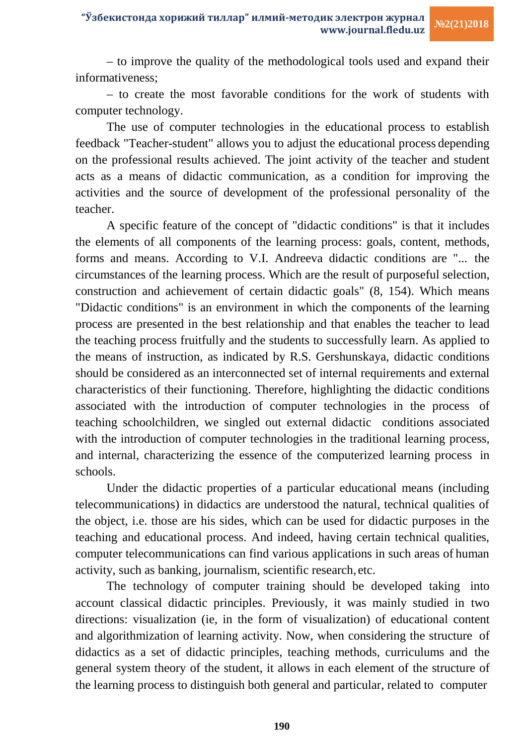– to improve the quality of the methodological tools used and expand their informativeness;

– to create the most favorable conditions for the work of students with computer technology.

The use of computer technologies in the educational process to establish feedback "Teacher-student" allows you to adjust the educational process depending on the professional results achieved. The joint activity of the teacher and student acts as a means of didactic communication, as a condition for improving the activities and the source of development of the professional personality of the teacher.

A specific feature of the concept of "didactic conditions" is that it includes the elements of all components of the learning process: goals, content, methods, forms and means. According to V.I. Andreeva didactic conditions are "... the circumstances of the learning process. Which are the result of purposeful selection, construction and achievement of certain didactic goals" (8, 154). Which means "Didactic conditions" is an environment in which the components of the learning process are presented in the best relationship and that enables the teacher to lead the teaching process fruitfully and the students to successfully learn. As applied to the means of instruction, as indicated by R.S. Gershunskaya, didactic conditions should be considered as an interconnected set of internal requirements and external characteristics of their functioning. Therefore, highlighting the didactic conditions associated with the introduction of computer technologies in the process of teaching schoolchildren, we singled out external didactic conditions associated with the introduction of computer technologies in the traditional learning process, and internal, characterizing the essence of the computerized learning process in schools.

Under the didactic properties of a particular educational means (including telecommunications) in didactics are understood the natural, technical qualities of the object, i.e. those are his sides, which can be used for didactic purposes in the teaching and educational process. And indeed, having certain technical qualities, computer telecommunications can find various applications in such areas of human activity, such as banking, journalism, scientific research, etc.

The technology of computer training should be developed taking into account classical didactic principles. Previously, it was mainly studied in two directions: visualization (ie, in the form of visualization) of educational content and algorithmization of learning activity. Now, when considering the structure of didactics as a set of didactic principles, teaching methods, curriculums and the general system theory of the student, it allows in each element of the structure of the learning process to distinguish both general and particular, related to computer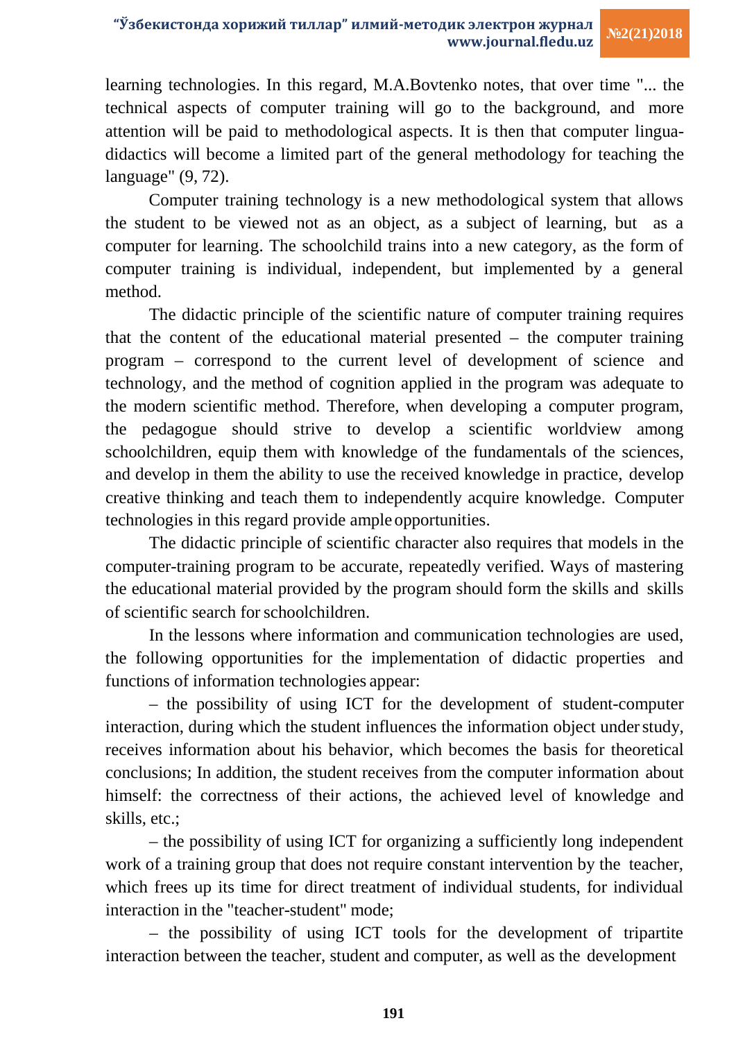learning technologies. In this regard, M.A.Bovtenko notes, that over time "... the technical aspects of computer training will go to the background, and more attention will be paid to methodological aspects. It is then that computer lingua-didactics will become a limited part of the general methodology for teaching the language" (9, 72).

Computer training technology is a new methodological system that allows the student to be viewed not as an object, as a subject of learning, but as a computer for learning. The schoolchild trains into a new category, as the form of computer training is individual, independent, but implemented by a general method.

The didactic principle of the scientific nature of computer training requires that the content of the educational material presented – the computer training program – correspond to the current level of development of science and technology, and the method of cognition applied in the program was adequate to the modern scientific method. Therefore, when developing a computer program, the pedagogue should strive to develop a scientific worldview among schoolchildren, equip them with knowledge of the fundamentals of the sciences, and develop in them the ability to use the received knowledge in practice, develop creative thinking and teach them to independently acquire knowledge. Computer technologies in this regard provide ample opportunities.

The didactic principle of scientific character also requires that models in the computer-training program to be accurate, repeatedly verified. Ways of mastering the educational material provided by the program should form the skills and skills of scientific search for schoolchildren.

In the lessons where information and communication technologies are used, the following opportunities for the implementation of didactic properties and functions of information technologies appear:

– the possibility of using ICT for the development of student-computer interaction, during which the student influences the information object under study, receives information about his behavior, which becomes the basis for theoretical conclusions; In addition, the student receives from the computer information about himself: the correctness of their actions, the achieved level of knowledge and skills, etc.;

– the possibility of using ICT for organizing a sufficiently long independent work of a training group that does not require constant intervention by the teacher, which frees up its time for direct treatment of individual students, for individual interaction in the "teacher-student" mode;

– the possibility of using ICT tools for the development of tripartite interaction between the teacher, student and computer, as well as the development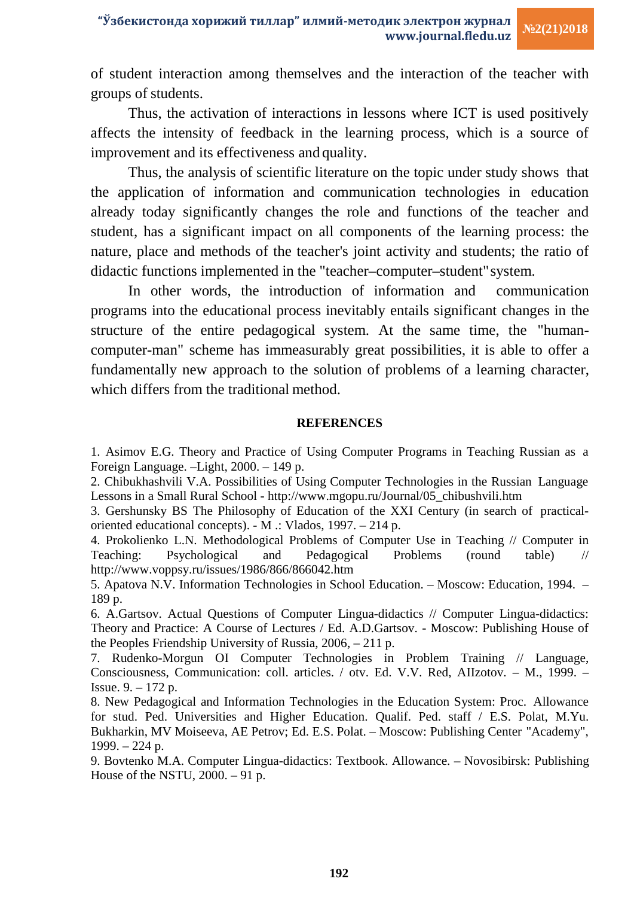of student interaction among themselves and the interaction of the teacher with groups of students.

Thus, the activation of interactions in lessons where ICT is used positively affects the intensity of feedback in the learning process, which is a source of improvement and its effectiveness and quality.

Thus, the analysis of scientific literature on the topic under study shows that the application of information and communication technologies in education already today significantly changes the role and functions of the teacher and student, has a significant impact on all components of the learning process: the nature, place and methods of the teacher's joint activity and students; the ratio of didactic functions implemented in the "teacher–computer–student" system.

In other words, the introduction of information and communication programs into the educational process inevitably entails significant changes in the structure of the entire pedagogical system. At the same time, the "human-computer-man" scheme has immeasurably great possibilities, it is able to offer a fundamentally new approach to the solution of problems of a learning character, which differs from the traditional method.

## REFERENCES

1. Asimov E.G. Theory and Practice of Using Computer Programs in Teaching Russian as a Foreign Language. –Light, 2000. – 149 p.
2. Chibukhashvili V.A. Possibilities of Using Computer Technologies in the Russian Language Lessons in a Small Rural School - http://www.mgopu.ru/Journal/05_chibushvili.htm
3. Gershunsky BS The Philosophy of Education of the XXI Century (in search of practical-oriented educational concepts). - M .: Vlados, 1997. – 214 p.
4. Prokolienko L.N. Methodological Problems of Computer Use in Teaching // Computer in Teaching: Psychological and Pedagogical Problems (round table) // http://www.voppsy.ru/issues/1986/866/866042.htm
5. Apatova N.V. Information Technologies in School Education. – Moscow: Education, 1994. – 189 p.
6. A.Gartsov. Actual Questions of Computer Lingua-didactics // Computer Lingua-didactics: Theory and Practice: A Course of Lectures / Ed. A.D.Gartsov. - Moscow: Publishing House of the Peoples Friendship University of Russia, 2006, – 211 p.
7. Rudenko-Morgun OI Computer Technologies in Problem Training // Language, Consciousness, Communication: coll. articles. / otv. Ed. V.V. Red, AIIzotov. – M., 1999. – Issue. 9. – 172 p.
8. New Pedagogical and Information Technologies in the Education System: Proc. Allowance for stud. Ped. Universities and Higher Education. Qualif. Ped. staff / E.S. Polat, M.Yu. Bukharkin, MV Moiseeva, AE Petrov; Ed. E.S. Polat. – Moscow: Publishing Center "Academy", 1999. – 224 p.
9. Bovtenko M.A. Computer Lingua-didactics: Textbook. Allowance. – Novosibirsk: Publishing House of the NSTU, 2000. – 91 p.